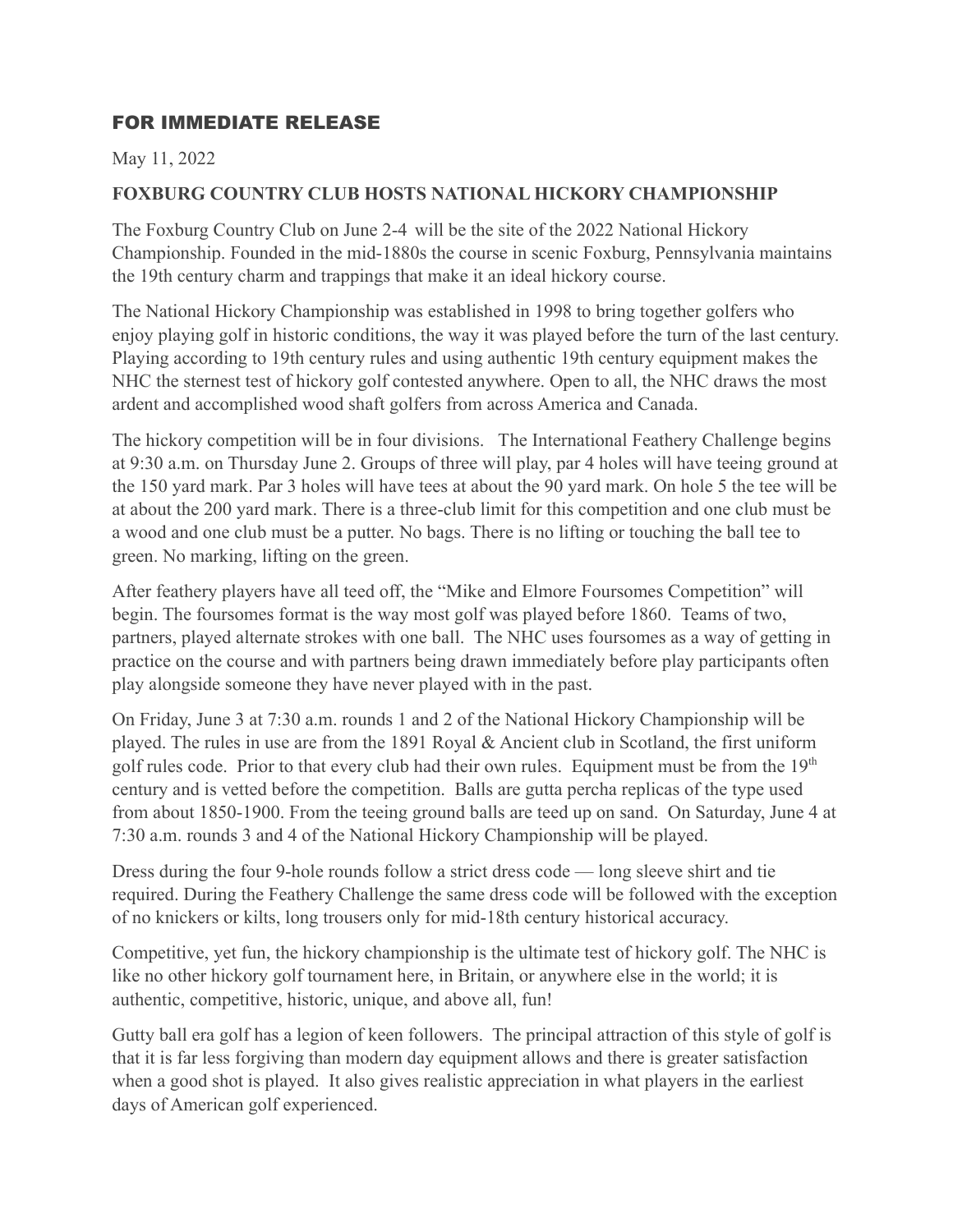## FOR IMMEDIATE RELEASE

May 11, 2022

**FOXBURG COUNTRY CLUB HOSTS NATIONAL HICKORY CHAMPIONSHIP**

The Foxburg Country Club on June 2-4 will be the site of the 2022 National Hickory Championship. Founded in the mid-1880s the course in scenic Foxburg, Pennsylvania maintains the 19th century charm and trappings that make it an ideal hickory course.

The National Hickory Championship was established in 1998 to bring together golfers who enjoy playing golf in historic conditions, the way it was played before the turn of the last century. Playing according to 19th century rules and using authentic 19th century equipment makes the NHC the sternest test of hickory golf contested anywhere. Open to all, the NHC draws the most ardent and accomplished wood shaft golfers from across America and Canada.

The hickory competition will be in four divisions. The International Feathery Challenge begins at 9:30 a.m. on Thursday June 2. Groups of three will play, par 4 holes will have teeing ground at the 150 yard mark. Par 3 holes will have tees at about the 90 yard mark. On hole 5 the tee will be at about the 200 yard mark. There is a three-club limit for this competition and one club must be a wood and one club must be a putter. No bags. There is no lifting or touching the ball tee to green. No marking, lifting on the green.

After feathery players have all teed off, the "Mike and Elmore Foursomes Competition" will begin. The foursomes format is the way most golf was played before 1860. Teams of two, partners, played alternate strokes with one ball. The NHC uses foursomes as a way of getting in practice on the course and with partners being drawn immediately before play participants often play alongside someone they have never played with in the past.

On Friday, June 3 at 7:30 a.m. rounds 1 and 2 of the National Hickory Championship will be played. The rules in use are from the 1891 Royal & Ancient club in Scotland, the first uniform golf rules code. Prior to that every club had their own rules. Equipment must be from the 19th century and is vetted before the competition. Balls are gutta percha replicas of the type used from about 1850-1900. From the teeing ground balls are teed up on sand. On Saturday, June 4 at 7:30 a.m. rounds 3 and 4 of the National Hickory Championship will be played.

Dress during the four 9-hole rounds follow a strict dress code — long sleeve shirt and tie required. During the Feathery Challenge the same dress code will be followed with the exception of no knickers or kilts, long trousers only for mid-18th century historical accuracy.

Competitive, yet fun, the hickory championship is the ultimate test of hickory golf. The NHC is like no other hickory golf tournament here, in Britain, or anywhere else in the world; it is authentic, competitive, historic, unique, and above all, fun!

Gutty ball era golf has a legion of keen followers. The principal attraction of this style of golf is that it is far less forgiving than modern day equipment allows and there is greater satisfaction when a good shot is played. It also gives realistic appreciation in what players in the earliest days of American golf experienced.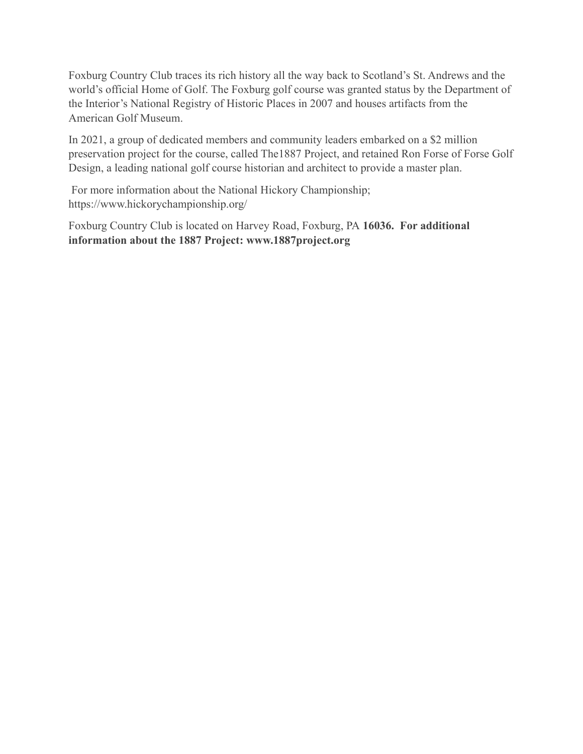Foxburg Country Club traces its rich history all the way back to Scotland's St. Andrews and the world's official Home of Golf. The Foxburg golf course was granted status by the Department of the Interior's National Registry of Historic Places in 2007 and houses artifacts from the American Golf Museum.

In 2021, a group of dedicated members and community leaders embarked on a $2 million preservation project for the course, called The1887 Project, and retained Ron Forse of Forse Golf Design, a leading national golf course historian and architect to provide a master plan.

For more information about the National Hickory Championship; https://www.hickorychampionship.org/

Foxburg Country Club is located on Harvey Road, Foxburg, PA **16036. For additional information about the 1887 Project: www.1887project.org**